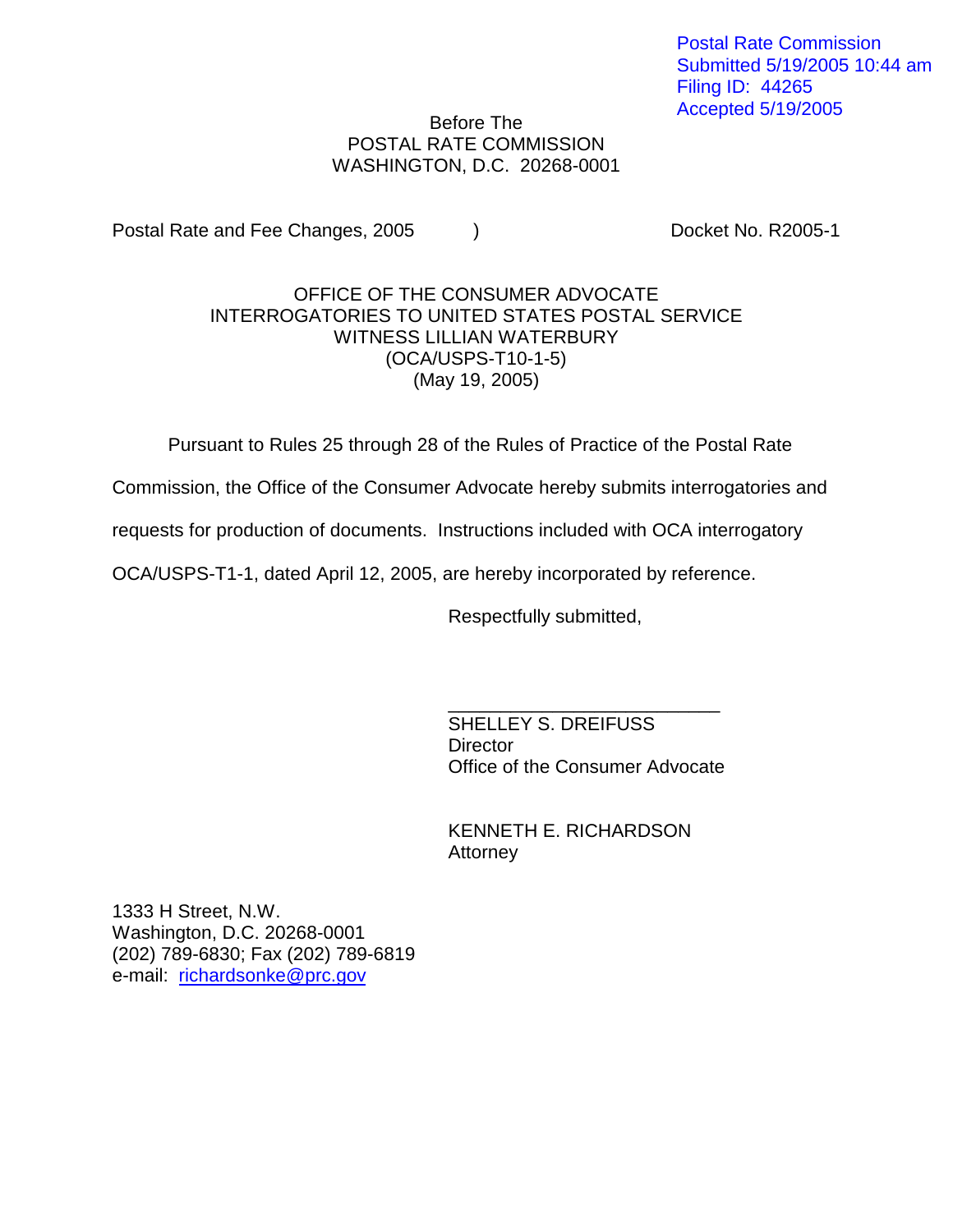Postal Rate Commission
Submitted 5/19/2005 10:44 am
Filing ID: 44265
Accepted 5/19/2005

Before The
POSTAL RATE COMMISSION
WASHINGTON, D.C. 20268-0001

Postal Rate and Fee Changes, 2005 ) Docket No. R2005-1

OFFICE OF THE CONSUMER ADVOCATE
INTERROGATORIES TO UNITED STATES POSTAL SERVICE
WITNESS LILLIAN WATERBURY
(OCA/USPS-T10-1-5)
(May 19, 2005)

Pursuant to Rules 25 through 28 of the Rules of Practice of the Postal Rate Commission, the Office of the Consumer Advocate hereby submits interrogatories and requests for production of documents. Instructions included with OCA interrogatory OCA/USPS-T1-1, dated April 12, 2005, are hereby incorporated by reference.

Respectfully submitted,

\_\_\_\_\_\_\_\_\_\_\_\_\_\_\_\_\_\_\_\_\_\_\_\_\_\_

SHELLEY S. DREIFUSS
Director
Office of the Consumer Advocate

KENNETH E. RICHARDSON
Attorney

1333 H Street, N.W.
Washington, D.C. 20268-0001
(202) 789-6830; Fax (202) 789-6819
e-mail: richardsonke@prc.gov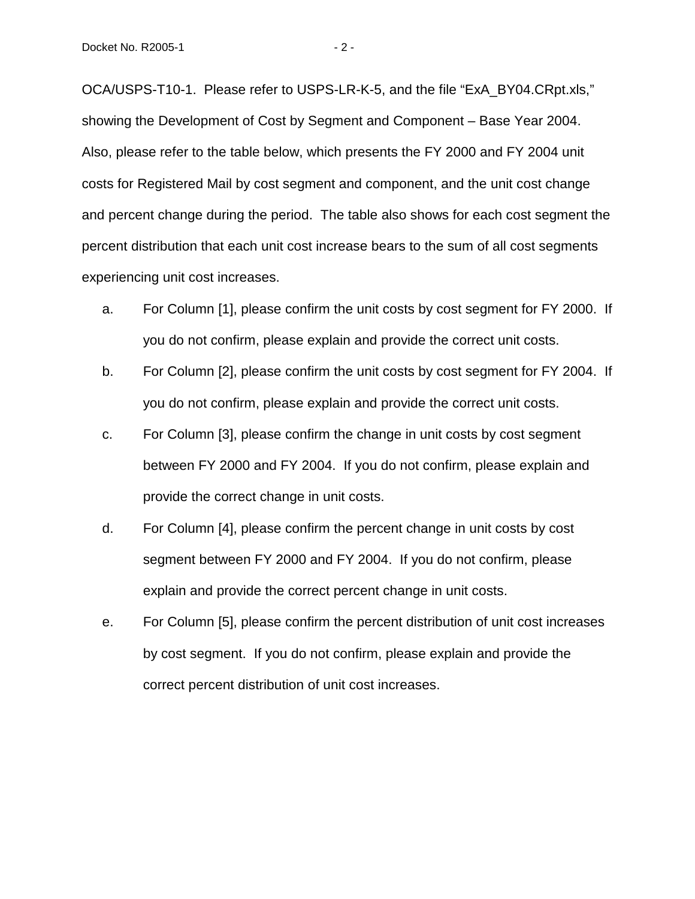OCA/USPS-T10-1. Please refer to USPS-LR-K-5, and the file "ExA_BY04.CRpt.xls," showing the Development of Cost by Segment and Component – Base Year 2004. Also, please refer to the table below, which presents the FY 2000 and FY 2004 unit costs for Registered Mail by cost segment and component, and the unit cost change and percent change during the period. The table also shows for each cost segment the percent distribution that each unit cost increase bears to the sum of all cost segments experiencing unit cost increases.

a. For Column [1], please confirm the unit costs by cost segment for FY 2000. If you do not confirm, please explain and provide the correct unit costs.

b. For Column [2], please confirm the unit costs by cost segment for FY 2004. If you do not confirm, please explain and provide the correct unit costs.

c. For Column [3], please confirm the change in unit costs by cost segment between FY 2000 and FY 2004. If you do not confirm, please explain and provide the correct change in unit costs.

d. For Column [4], please confirm the percent change in unit costs by cost segment between FY 2000 and FY 2004. If you do not confirm, please explain and provide the correct percent change in unit costs.

e. For Column [5], please confirm the percent distribution of unit cost increases by cost segment. If you do not confirm, please explain and provide the correct percent distribution of unit cost increases.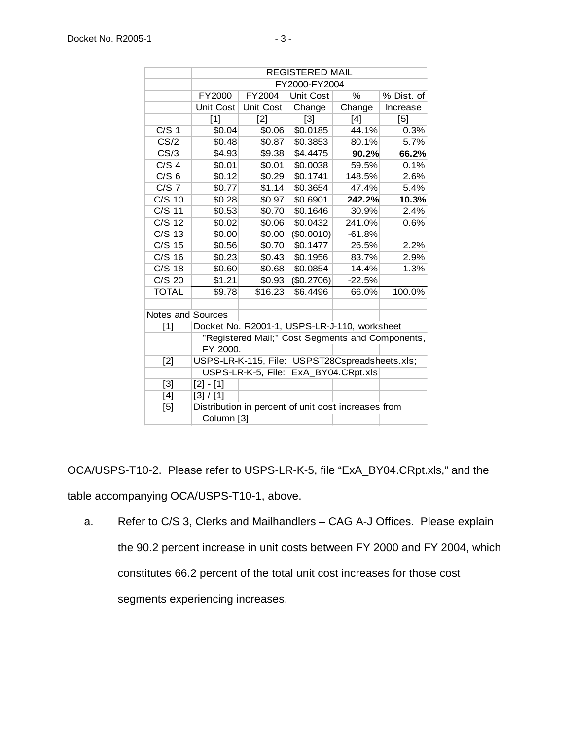| | REGISTERED MAIL | | | | |
|---|---|---|---|---|---|
| | FY2000-FY2004 | | | | |
| | FY2000 | FY2004 | Unit Cost | % | % Dist. of |
| | Unit Cost | Unit Cost | Change | Change | Increase |
| | [1] | [2] | [3] | [4] | [5] |
| C/S 1 | $0.04 | $0.06 | $0.0185 | 44.1% | 0.3% |
| CS/2 | $0.48 | $0.87 | $0.3853 | 80.1% | 5.7% |
| CS/3 | $4.93 | $9.38 | $4.4475 | **90.2%** | **66.2%** |
| C/S 4 | $0.01 | $0.01 | $0.0038 | 59.5% | 0.1% |
| C/S 6 | $0.12 | $0.29 | $0.1741 | 148.5% | 2.6% |
| C/S 7 | $0.77 | $1.14 | $0.3654 | 47.4% | 5.4% |
| C/S 10 | $0.28 | $0.97 | $0.6901 | **242.2%** | **10.3%** |
| C/S 11 | $0.53 | $0.70 | $0.1646 | 30.9% | 2.4% |
| C/S 12 | $0.02 | $0.06 | $0.0432 | 241.0% | 0.6% |
| C/S 13 | $0.00 | $0.00 | ($0.0010) | -61.8% | |
| C/S 15 | $0.56 | $0.70 | $0.1477 | 26.5% | 2.2% |
| C/S 16 | $0.23 | $0.43 | $0.1956 | 83.7% | 2.9% |
| C/S 18 | $0.60 | $0.68 | $0.0854 | 14.4% | 1.3% |
| C/S 20 | $1.21 | $0.93 | ($0.2706) | -22.5% | |
| TOTAL | $9.78 | $16.23 | $6.4496 | 66.0% | 100.0% |
| | | | | | |
| Notes and Sources | | | | | |
| [1] | Docket No. R2001-1, USPS-LR-J-110, worksheet "Registered Mail;" Cost Segments and Components, FY 2000. | | | | |
| [2] | USPS-LR-K-115, File: USPST28Cspreadsheets.xls; USPS-LR-K-5, File: ExA_BY04.CRpt.xls | | | | |
| [3] | [2] - [1] | | | | |
| [4] | [3] / [1] | | | | |
| [5] | Distribution in percent of unit cost increases from Column [3]. | | | | |

OCA/USPS-T10-2. Please refer to USPS-LR-K-5, file "ExA_BY04.CRpt.xls," and the table accompanying OCA/USPS-T10-1, above.

a. Refer to C/S 3, Clerks and Mailhandlers – CAG A-J Offices. Please explain the 90.2 percent increase in unit costs between FY 2000 and FY 2004, which constitutes 66.2 percent of the total unit cost increases for those cost segments experiencing increases.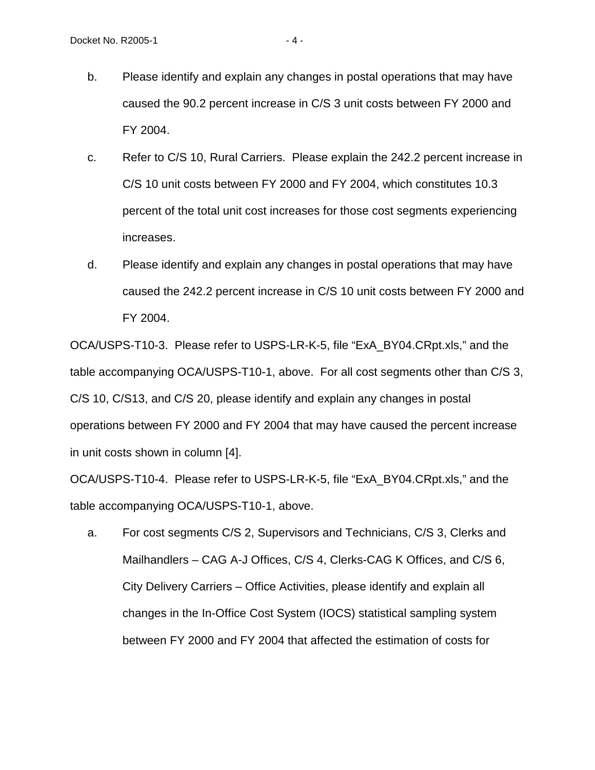b. Please identify and explain any changes in postal operations that may have caused the 90.2 percent increase in C/S 3 unit costs between FY 2000 and FY 2004.

c. Refer to C/S 10, Rural Carriers. Please explain the 242.2 percent increase in C/S 10 unit costs between FY 2000 and FY 2004, which constitutes 10.3 percent of the total unit cost increases for those cost segments experiencing increases.

d. Please identify and explain any changes in postal operations that may have caused the 242.2 percent increase in C/S 10 unit costs between FY 2000 and FY 2004.

OCA/USPS-T10-3. Please refer to USPS-LR-K-5, file "ExA_BY04.CRpt.xls," and the table accompanying OCA/USPS-T10-1, above. For all cost segments other than C/S 3, C/S 10, C/S13, and C/S 20, please identify and explain any changes in postal operations between FY 2000 and FY 2004 that may have caused the percent increase in unit costs shown in column [4].

OCA/USPS-T10-4. Please refer to USPS-LR-K-5, file "ExA_BY04.CRpt.xls," and the table accompanying OCA/USPS-T10-1, above.

a. For cost segments C/S 2, Supervisors and Technicians, C/S 3, Clerks and Mailhandlers – CAG A-J Offices, C/S 4, Clerks-CAG K Offices, and C/S 6, City Delivery Carriers – Office Activities, please identify and explain all changes in the In-Office Cost System (IOCS) statistical sampling system between FY 2000 and FY 2004 that affected the estimation of costs for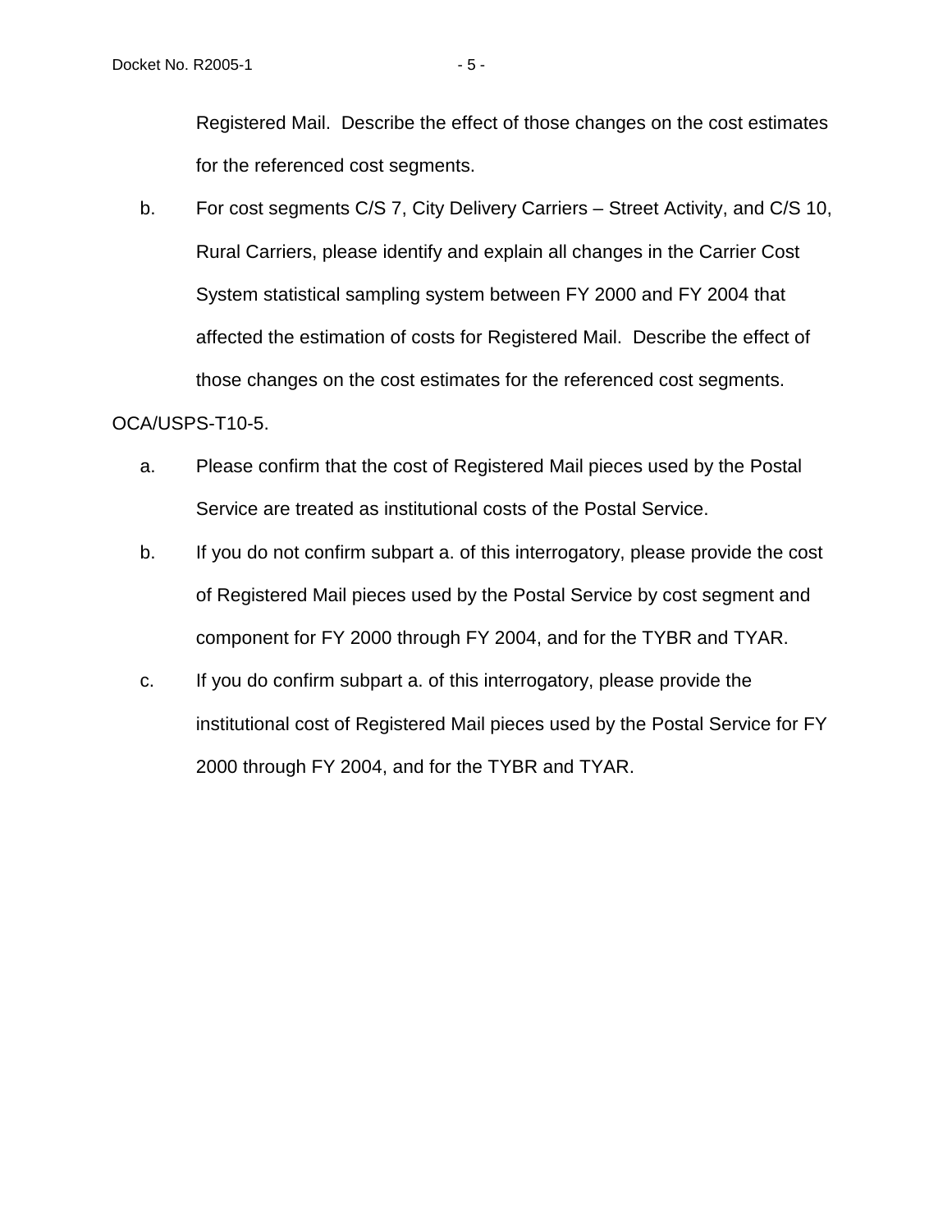Registered Mail. Describe the effect of those changes on the cost estimates for the referenced cost segments.

b. For cost segments C/S 7, City Delivery Carriers – Street Activity, and C/S 10, Rural Carriers, please identify and explain all changes in the Carrier Cost System statistical sampling system between FY 2000 and FY 2004 that affected the estimation of costs for Registered Mail. Describe the effect of those changes on the cost estimates for the referenced cost segments.

OCA/USPS-T10-5.

a. Please confirm that the cost of Registered Mail pieces used by the Postal Service are treated as institutional costs of the Postal Service.

b. If you do not confirm subpart a. of this interrogatory, please provide the cost of Registered Mail pieces used by the Postal Service by cost segment and component for FY 2000 through FY 2004, and for the TYBR and TYAR.

c. If you do confirm subpart a. of this interrogatory, please provide the institutional cost of Registered Mail pieces used by the Postal Service for FY 2000 through FY 2004, and for the TYBR and TYAR.